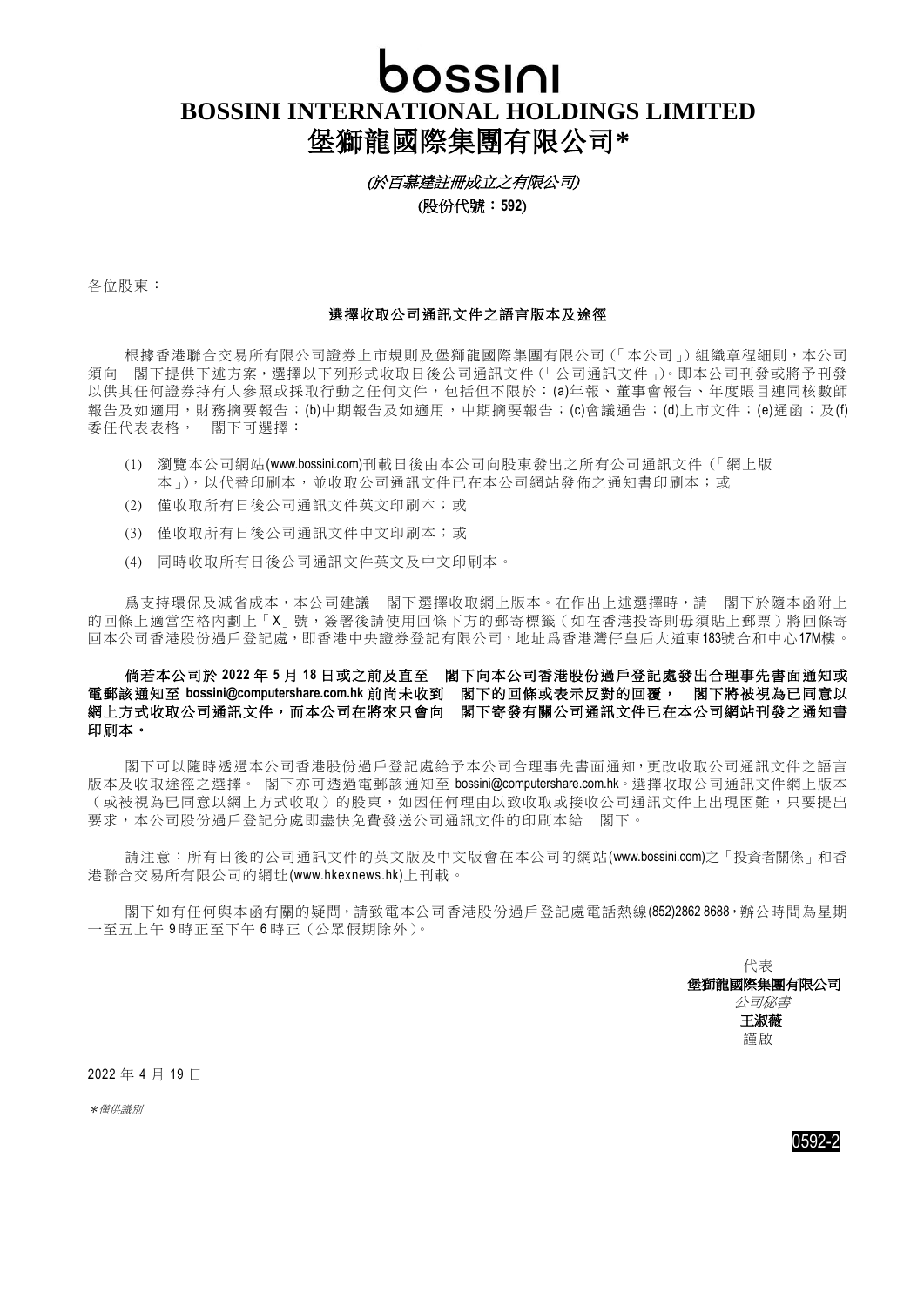# bossini

# BOSSINI INTERNATIONAL HOLDINGS LIMITED
# 堡獅龍國際集團有限公司*

*(於百慕達註冊成立之有限公司)*

**(股份代號：592)**

各位股東：

**選擇收取公司通訊文件之語言版本及途徑**

根據香港聯合交易所有限公司證券上市規則及堡獅龍國際集團有限公司（「本公司」）組織章程細則，本公司須向　閣下提供下述方案，選擇以下列形式收取日後公司通訊文件（「公司通訊文件」）。即本公司刊發或將予刊發以供其任何證券持有人參照或採取行動之任何文件，包括但不限於：(a)年報、董事會報告、年度賬目連同核數師報告及如適用，財務摘要報告；(b)中期報告及如適用，中期摘要報告；(c)會議通告；(d)上市文件；(e)通函；及(f)委任代表表格，　閣下可選擇：

(1) 瀏覽本公司網站(www.bossini.com)刊載日後由本公司向股東發出之所有公司通訊文件（「網上版本」），以代替印刷本，並收取公司通訊文件已在本公司網站發佈之通知書印刷本；或

(2) 僅收取所有日後公司通訊文件英文印刷本；或

(3) 僅收取所有日後公司通訊文件中文印刷本；或

(4) 同時收取所有日後公司通訊文件英文及中文印刷本。

為支持環保及減省成本，本公司建議　閣下選擇收取網上版本。在作出上述選擇時，請　閣下於隨本函附上的回條上適當空格內劃上「X」號，簽署後請使用回條下方的郵寄標籤（如在香港投寄則毋須貼上郵票）將回條寄回本公司香港股份過戶登記處，即香港中央證券登記有限公司，地址為香港灣仔皇后大道東183號合和中心17M樓。

**倘若本公司於 2022 年 5 月 18 日或之前及直至　閣下向本公司香港股份過戶登記處發出合理事先書面通知或電郵該通知至 bossini@computershare.com.hk 前尚未收到　閣下的回條或表示反對的回覆，　閣下將被視為已同意以網上方式收取公司通訊文件，而本公司在將來只會向　閣下寄發有關公司通訊文件已在本公司網站刊發之通知書印刷本。**

閣下可以隨時透過本公司香港股份過戶登記處給予本公司合理事先書面通知，更改收取公司通訊文件之語言版本及收取途徑之選擇。　閣下亦可透過電郵該通知至 bossini@computershare.com.hk。選擇收取公司通訊文件網上版本（或被視為已同意以網上方式收取）的股東，如因任何理由以致收取或接收公司通訊文件上出現困難，只要提出要求，本公司股份過戶登記分處即盡快免費發送公司通訊文件的印刷本給　閣下。

請注意：所有日後的公司通訊文件的英文版及中文版會在本公司的網站(www.bossini.com)之「投資者關係」和香港聯合交易所有限公司的網址(www.hkexnews.hk)上刊載。

閣下如有任何與本函有關的疑問，請致電本公司香港股份過戶登記處電話熱線(852)2862 8688，辦公時間為星期一至五上午 9 時正至下午 6 時正（公眾假期除外）。

代表
**堡獅龍國際集團有限公司**
*公司秘書*
**王淑薇**
謹啟

2022 年 4 月 19 日

*\* 僅供識別*

0592-2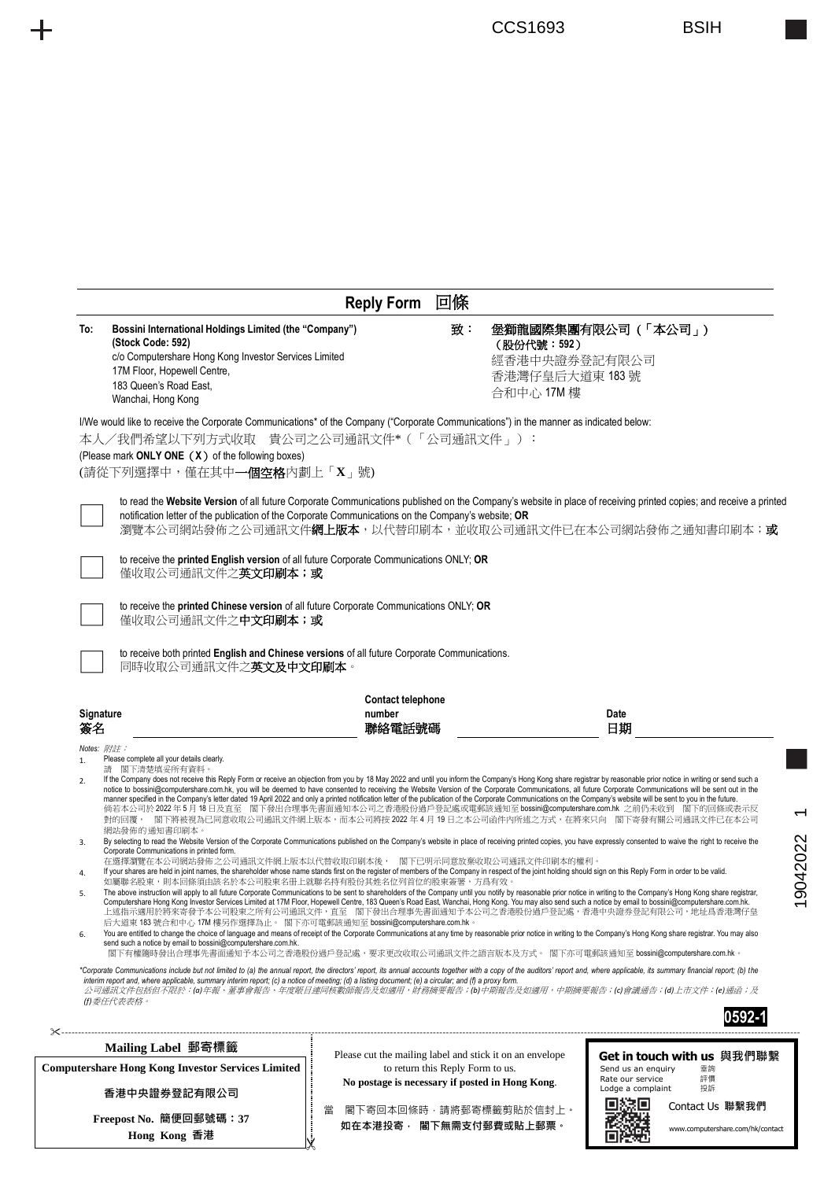CCS1693 BSIH

## Reply Form 回條

**To:** **Bossini International Holdings Limited (the "Company")**
**(Stock Code: 592)**
c/o Computershare Hong Kong Investor Services Limited
17M Floor, Hopewell Centre,
183 Queen's Road East,
Wanchai, Hong Kong

**致：** **堡獅龍國際集團有限公司（「本公司」）**
**（股份代號：592）**
經香港中央證券登記有限公司
香港灣仔皇后大道東 183 號
合和中心 17M 樓

I/We would like to receive the Corporate Communications* of the Company ("Corporate Communications") in the manner as indicated below:
本人／我們希望以下列方式收取 貴公司之公司通訊文件*（「公司通訊文件」）：
(Please mark **ONLY ONE** (**X**) of the following boxes)
(請從下列選擇中，僅在其中**一個空格**內劃上「**X**」號)

☐ to read the **Website Version** of all future Corporate Communications published on the Company's website in place of receiving printed copies; and receive a printed notification letter of the publication of the Corporate Communications on the Company's website; **OR**
瀏覽本公司網站發佈之公司通訊文件**網上版本**，以代替印刷本，並收取公司通訊文件已在本公司網站發佈之通知書印刷本；**或**

☐ to receive the **printed English version** of all future Corporate Communications ONLY; **OR**
僅收取公司通訊文件之**英文印刷本；或**

☐ to receive the **printed Chinese version** of all future Corporate Communications ONLY; **OR**
僅收取公司通訊文件之**中文印刷本；或**

☐ to receive both printed **English and Chinese versions** of all future Corporate Communications.
同時收取公司通訊文件之**英文及中文印刷本**。

| Signature 簽名 | | Contact telephone number 聯絡電話號碼 | | Date 日期 | |
|---|---|---|---|---|---|

*Notes: 附註：*

1. Please complete all your details clearly.
   請 閣下清楚填妥所有資料。
2. If the Company does not receive this Reply Form or receive an objection from you by 18 May 2022 and until you inform the Company's Hong Kong share registrar by reasonable prior notice in writing or send such a notice to bossini@computershare.com.hk, you will be deemed to have consented to receiving the Website Version of the Corporate Communications, all future Corporate Communications will be sent out in the manner specified in the Company's letter dated 19 April 2022 and only a printed notification letter of the publication of the Corporate Communications on the Company's website will be sent to you in the future.
   倘若本公司於 2022 年 5 月 18 日及直至 閣下發出合理事先書面通知本公司之香港股份過戶登記處或電郵該通知至 bossini@computershare.com.hk 之前仍未收到 閣下的回條或表示反對的回覆， 閣下將被視為已同意收取公司通訊文件網上版本，而本公司將按 2022 年 4 月 19 日之本公司函件內所述之方式，在將來只向 閣下寄發有關公司通訊文件已在本公司網站發佈的通知書印刷本。
3. By selecting to read the Website Version of the Corporate Communications published on the Company's website in place of receiving printed copies, you have expressly consented to waive the right to receive the Corporate Communications in printed form.
   在選擇瀏覽在本公司網站發佈之公司通訊文件網上版本以代替收取印刷本後， 閣下已明示同意放棄收取公司通訊文件印刷本的權利。
4. If your shares are held in joint names, the shareholder whose name stands first on the register of members of the Company in respect of the joint holding should sign on this Reply Form in order to be valid.
   如屬聯名股東，則本回條須由該名於本公司股東名冊上就聯名持有股份其姓名位列首位的股東簽署，方爲有效。
5. The above instruction will apply to all future Corporate Communications to be sent to shareholders of the Company until you notify by reasonable prior notice in writing to the Company's Hong Kong share registrar, Computershare Hong Kong Investor Services Limited at 17M Floor, Hopewell Centre, 183 Queen's Road East, Wanchai, Hong Kong. You may also send such a notice by email to bossini@computershare.com.hk.
   上述指示適用於將來寄發予本公司股東之所有公司通訊文件，直至 閣下發出合理事先書面通知予本公司之香港股份過戶登記處，香港中央證券登記有限公司，地址爲香港灣仔皇后大道東 183 號合和中心 17M 樓另作選擇為止。 閣下亦可電郵該通知至 bossini@computershare.com.hk。
6. You are entitled to change the choice of language and means of receipt of the Corporate Communications at any time by reasonable prior notice in writing to the Company's Hong Kong share registrar. You may also send such a notice by email to bossini@computershare.com.hk.
   閣下有權隨時發出合理事先書面通知予本公司之香港股份過戶登記處，要求更改收取公司通訊文件之語言版本及方式。 閣下亦可電郵該通知至 bossini@computershare.com.hk。

*\*Corporate Communications include but not limited to (a) the annual report, the directors' report, its annual accounts together with a copy of the auditors' report and, where applicable, its summary financial report; (b) the interim report and, where applicable, summary interim report; (c) a notice of meeting; (d) a listing document; (e) a circular; and (f) a proxy form.*
*公司通訊文件包括但不限於：(a)年報、董事會報告、年度賬目連同核數師報告及如適用，財務摘要報告；(b)中期報告及如適用，中期摘要報告；(c)會議通告；(d)上市文件；(e)通函；及(f)委任代表表格。*

**0592-1**

19042022 1

---

**Mailing Label 郵寄標籤**

**Computershare Hong Kong Investor Services Limited**

**香港中央證券登記有限公司**

**Freepost No. 簡便回郵號碼：37**

**Hong Kong 香港**

Please cut the mailing label and stick it on an envelope to return this Reply Form to us.
**No postage is necessary if posted in Hong Kong**.

當 閣下寄回本回條時，請將郵寄標籤剪貼於信封上。
**如在本港投寄， 閣下無需支付郵費或貼上郵票。**

**Get in touch with us 與我們聯繫**
Send us an enquiry 垂詢
Rate our service 評價
Lodge a complaint 投訴
Contact Us 聯繫我們
www.computershare.com/hk/contact